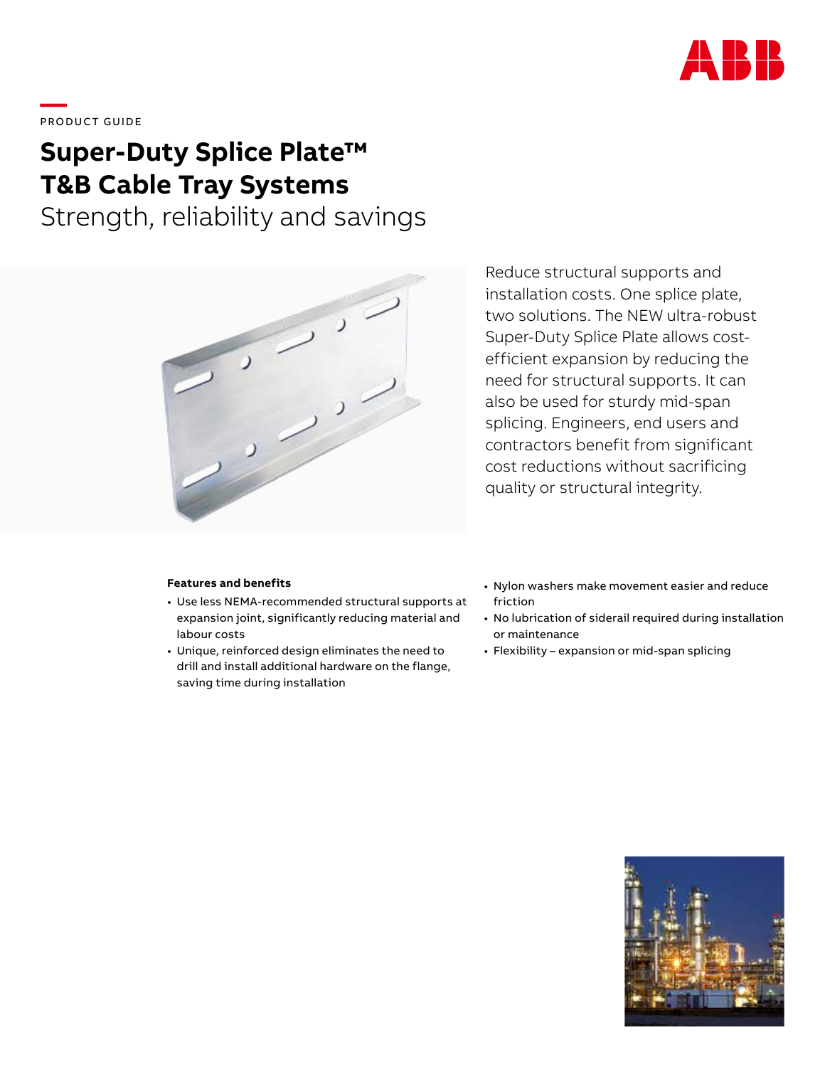PRODUCT GUIDE

# Super-Duty Splice Plate™ T&B Cable Tray Systems

## Strength, reliability and savings

Reduce structural supports and installation costs. One splice plate, two solutions. The NEW ultra-robust Super-Duty Splice Plate allows cost-efficient expansion by reducing the need for structural supports. It can also be used for sturdy mid-span splicing. Engineers, end users and contractors benefit from significant cost reductions without sacrificing quality or structural integrity.

**Features and benefits**

- Use less NEMA-recommended structural supports at expansion joint, significantly reducing material and labour costs
- Unique, reinforced design eliminates the need to drill and install additional hardware on the flange, saving time during installation
- Nylon washers make movement easier and reduce friction
- No lubrication of siderail required during installation or maintenance
- Flexibility – expansion or mid-span splicing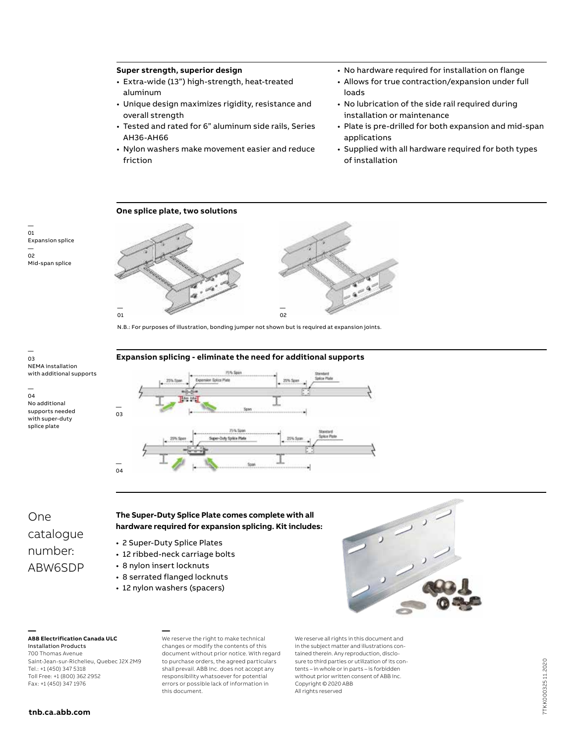**Super strength, superior design**

- Extra-wide (13") high-strength, heat-treated aluminum
- Unique design maximizes rigidity, resistance and overall strength
- Tested and rated for 6" aluminum side rails, Series AH36-AH66
- Nylon washers make movement easier and reduce friction
- No hardware required for installation on flange
- Allows for true contraction/expansion under full loads
- No lubrication of the side rail required during installation or maintenance
- Plate is pre-drilled for both expansion and mid-span applications
- Supplied with all hardware required for both types of installation

**One splice plate, two solutions**

01 Expansion splice

02 Mid-span splice

N.B.: For purposes of illustration, bonding jumper not shown but is required at expansion joints.

**Expansion splicing - eliminate the need for additional supports**

03 NEMA installation with additional supports

04 No additional supports needed with super-duty splice plate

75% Span
25% Span
Expansion Splice Plate
25% Span
Standard Splice Plate
Span

75% Span
25% Span
Super-Duty Splice Plate
25% Span
Standard Splice Plate
Span

One catalogue number: ABW6SDP

**The Super-Duty Splice Plate comes complete with all hardware required for expansion splicing. Kit includes:**

- 2 Super-Duty Splice Plates
- 12 ribbed-neck carriage bolts
- 8 nylon insert locknuts
- 8 serrated flanged locknuts
- 12 nylon washers (spacers)

**ABB Electrification Canada ULC**
Installation Products
700 Thomas Avenue
Saint-Jean-sur-Richelieu, Quebec J2X 2M9
Tel.: +1 (450) 347 5318
Toll Free: +1 (800) 362 2952
Fax: +1 (450) 347 1976

We reserve the right to make technical changes or modify the contents of this document without prior notice. With regard to purchase orders, the agreed particulars shall prevail. ABB Inc. does not accept any responsibility whatsoever for potential errors or possible lack of information in this document.

We reserve all rights in this document and in the subject matter and illustrations contained therein. Any reproduction, disclosure to third parties or utilization of its contents – in whole or in parts – is forbidden without prior written consent of ABB Inc.
Copyright © 2020 ABB
All rights reserved

**tnb.ca.abb.com**

7TKK000325 11.2020